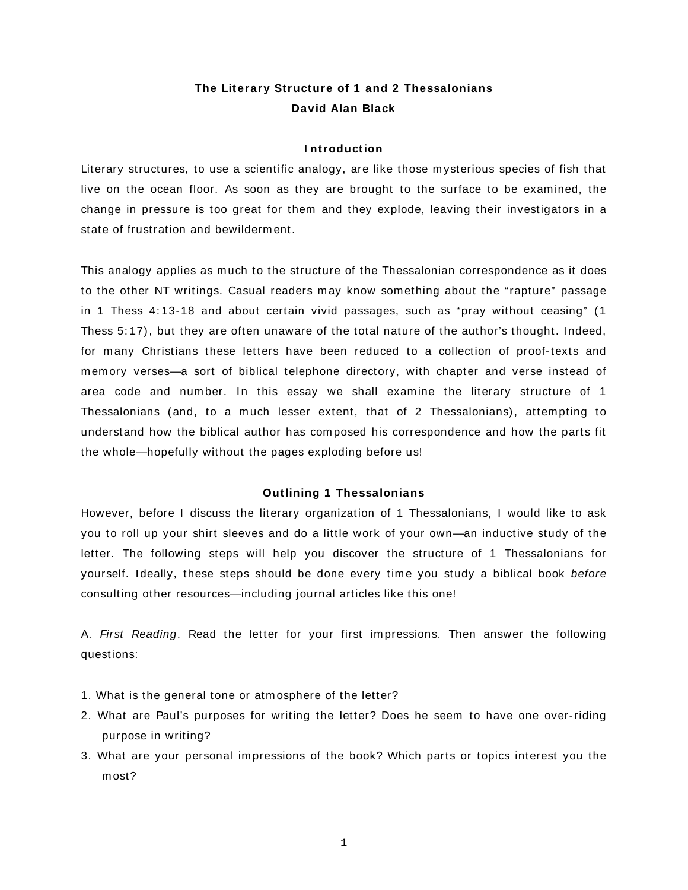# The Literary Structure of 1 and 2 Thessalonians

**David Alan Black**

## Introduction

Literary structures, to use a scientific analogy, are like those mysterious species of fish that live on the ocean floor. As soon as they are brought to the surface to be examined, the change in pressure is too great for them and they explode, leaving their investigators in a state of frustration and bewilderment.

This analogy applies as much to the structure of the Thessalonian correspondence as it does to the other NT writings. Casual readers may know something about the "rapture" passage in 1 Thess 4:13-18 and about certain vivid passages, such as "pray without ceasing" (1 Thess 5:17), but they are often unaware of the total nature of the author's thought. Indeed, for many Christians these letters have been reduced to a collection of proof-texts and memory verses—a sort of biblical telephone directory, with chapter and verse instead of area code and number. In this essay we shall examine the literary structure of 1 Thessalonians (and, to a much lesser extent, that of 2 Thessalonians), attempting to understand how the biblical author has composed his correspondence and how the parts fit the whole—hopefully without the pages exploding before us!

## Outlining 1 Thessalonians

However, before I discuss the literary organization of 1 Thessalonians, I would like to ask you to roll up your shirt sleeves and do a little work of your own—an inductive study of the letter. The following steps will help you discover the structure of 1 Thessalonians for yourself. Ideally, these steps should be done every time you study a biblical book *before* consulting other resources—including journal articles like this one!

A. *First Reading*. Read the letter for your first impressions. Then answer the following questions:

1. What is the general tone or atmosphere of the letter?
2. What are Paul's purposes for writing the letter? Does he seem to have one over-riding purpose in writing?
3. What are your personal impressions of the book? Which parts or topics interest you the most?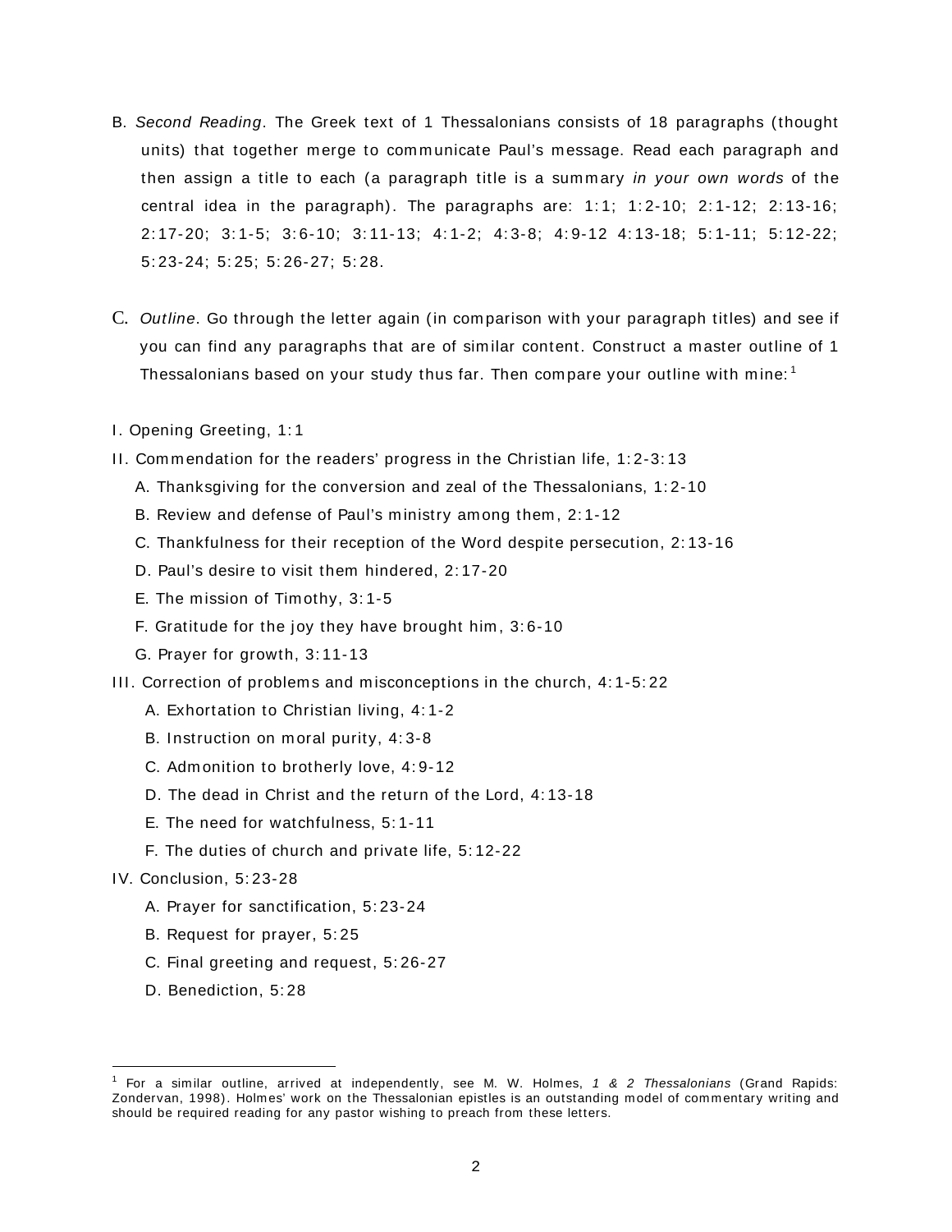B. *Second Reading*. The Greek text of 1 Thessalonians consists of 18 paragraphs (thought units) that together merge to communicate Paul's message. Read each paragraph and then assign a title to each (a paragraph title is a summary *in your own words* of the central idea in the paragraph). The paragraphs are: 1:1; 1:2-10; 2:1-12; 2:13-16; 2:17-20; 3:1-5; 3:6-10; 3:11-13; 4:1-2; 4:3-8; 4:9-12 4:13-18; 5:1-11; 5:12-22; 5:23-24; 5:25; 5:26-27; 5:28.

C. *Outline*. Go through the letter again (in comparison with your paragraph titles) and see if you can find any paragraphs that are of similar content. Construct a master outline of 1 Thessalonians based on your study thus far. Then compare your outline with mine:[1]

I. Opening Greeting, 1:1

II. Commendation for the readers' progress in the Christian life, 1:2-3:13

- A. Thanksgiving for the conversion and zeal of the Thessalonians, 1:2-10
- B. Review and defense of Paul's ministry among them, 2:1-12
- C. Thankfulness for their reception of the Word despite persecution, 2:13-16
- D. Paul's desire to visit them hindered, 2:17-20
- E. The mission of Timothy, 3:1-5
- F. Gratitude for the joy they have brought him, 3:6-10
- G. Prayer for growth, 3:11-13

III. Correction of problems and misconceptions in the church, 4:1-5:22

- A. Exhortation to Christian living, 4:1-2
- B. Instruction on moral purity, 4:3-8
- C. Admonition to brotherly love, 4:9-12
- D. The dead in Christ and the return of the Lord, 4:13-18
- E. The need for watchfulness, 5:1-11
- F. The duties of church and private life, 5:12-22

IV. Conclusion, 5:23-28

- A. Prayer for sanctification, 5:23-24
- B. Request for prayer, 5:25
- C. Final greeting and request, 5:26-27
- D. Benediction, 5:28

---

[1] For a similar outline, arrived at independently, see M. W. Holmes, *1 & 2 Thessalonians* (Grand Rapids: Zondervan, 1998). Holmes' work on the Thessalonian epistles is an outstanding model of commentary writing and should be required reading for any pastor wishing to preach from these letters.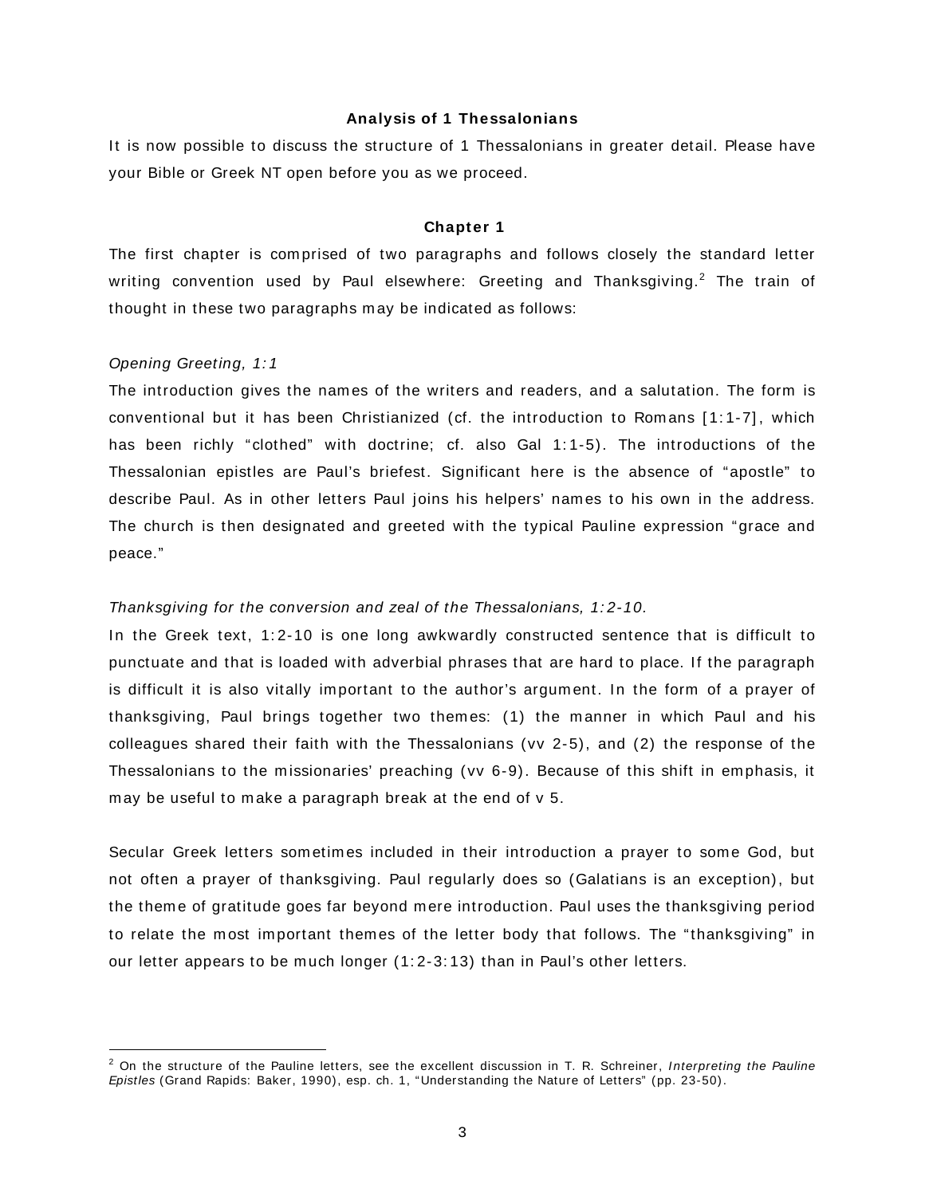## Analysis of 1 Thessalonians

It is now possible to discuss the structure of 1 Thessalonians in greater detail. Please have your Bible or Greek NT open before you as we proceed.

### Chapter 1

The first chapter is comprised of two paragraphs and follows closely the standard letter writing convention used by Paul elsewhere: Greeting and Thanksgiving.[2] The train of thought in these two paragraphs may be indicated as follows:

*Opening Greeting, 1:1*

The introduction gives the names of the writers and readers, and a salutation. The form is conventional but it has been Christianized (cf. the introduction to Romans [1:1-7], which has been richly "clothed" with doctrine; cf. also Gal 1:1-5). The introductions of the Thessalonian epistles are Paul's briefest. Significant here is the absence of "apostle" to describe Paul. As in other letters Paul joins his helpers' names to his own in the address. The church is then designated and greeted with the typical Pauline expression "grace and peace."

*Thanksgiving for the conversion and zeal of the Thessalonians, 1:2-10.*

In the Greek text, 1:2-10 is one long awkwardly constructed sentence that is difficult to punctuate and that is loaded with adverbial phrases that are hard to place. If the paragraph is difficult it is also vitally important to the author's argument. In the form of a prayer of thanksgiving, Paul brings together two themes: (1) the manner in which Paul and his colleagues shared their faith with the Thessalonians (vv 2-5), and (2) the response of the Thessalonians to the missionaries' preaching (vv 6-9). Because of this shift in emphasis, it may be useful to make a paragraph break at the end of v 5.

Secular Greek letters sometimes included in their introduction a prayer to some God, but not often a prayer of thanksgiving. Paul regularly does so (Galatians is an exception), but the theme of gratitude goes far beyond mere introduction. Paul uses the thanksgiving period to relate the most important themes of the letter body that follows. The "thanksgiving" in our letter appears to be much longer (1:2-3:13) than in Paul's other letters.

---

[2] On the structure of the Pauline letters, see the excellent discussion in T. R. Schreiner, *Interpreting the Pauline Epistles* (Grand Rapids: Baker, 1990), esp. ch. 1, "Understanding the Nature of Letters" (pp. 23-50).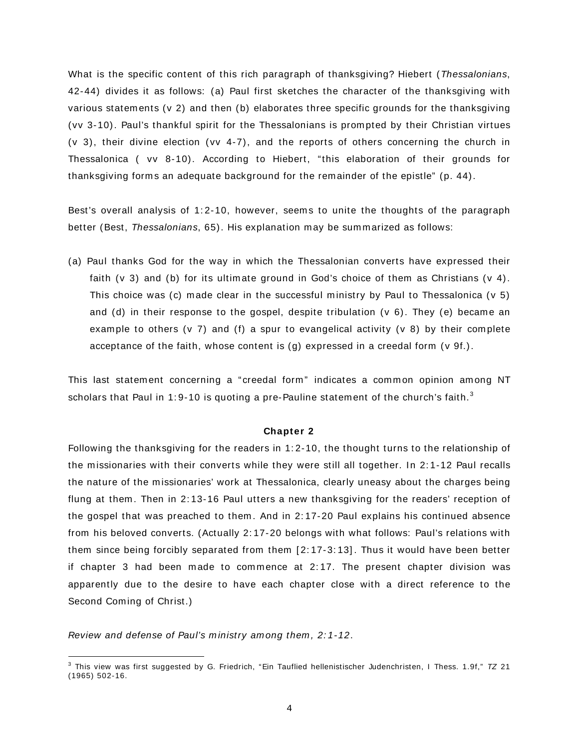What is the specific content of this rich paragraph of thanksgiving? Hiebert (*Thessalonians*, 42-44) divides it as follows: (a) Paul first sketches the character of the thanksgiving with various statements (v 2) and then (b) elaborates three specific grounds for the thanksgiving (vv 3-10). Paul's thankful spirit for the Thessalonians is prompted by their Christian virtues (v 3), their divine election (vv 4-7), and the reports of others concerning the church in Thessalonica ( vv 8-10). According to Hiebert, "this elaboration of their grounds for thanksgiving forms an adequate background for the remainder of the epistle" (p. 44).

Best's overall analysis of 1:2-10, however, seems to unite the thoughts of the paragraph better (Best, *Thessalonians*, 65). His explanation may be summarized as follows:

(a) Paul thanks God for the way in which the Thessalonian converts have expressed their faith (v 3) and (b) for its ultimate ground in God's choice of them as Christians (v 4). This choice was (c) made clear in the successful ministry by Paul to Thessalonica (v 5) and (d) in their response to the gospel, despite tribulation (v 6). They (e) became an example to others (v 7) and (f) a spur to evangelical activity (v 8) by their complete acceptance of the faith, whose content is (g) expressed in a creedal form (v 9f.).

This last statement concerning a "creedal form" indicates a common opinion among NT scholars that Paul in 1:9-10 is quoting a pre-Pauline statement of the church's faith.[3]

**Chapter 2**

Following the thanksgiving for the readers in 1:2-10, the thought turns to the relationship of the missionaries with their converts while they were still all together. In 2:1-12 Paul recalls the nature of the missionaries' work at Thessalonica, clearly uneasy about the charges being flung at them. Then in 2:13-16 Paul utters a new thanksgiving for the readers' reception of the gospel that was preached to them. And in 2:17-20 Paul explains his continued absence from his beloved converts. (Actually 2:17-20 belongs with what follows: Paul's relations with them since being forcibly separated from them [2:17-3:13]. Thus it would have been better if chapter 3 had been made to commence at 2:17. The present chapter division was apparently due to the desire to have each chapter close with a direct reference to the Second Coming of Christ.)

*Review and defense of Paul's ministry among them, 2:1-12.*

---

[3] This view was first suggested by G. Friedrich, "Ein Tauflied hellenistischer Judenchristen, I Thess. 1.9f," *TZ* 21 (1965) 502-16.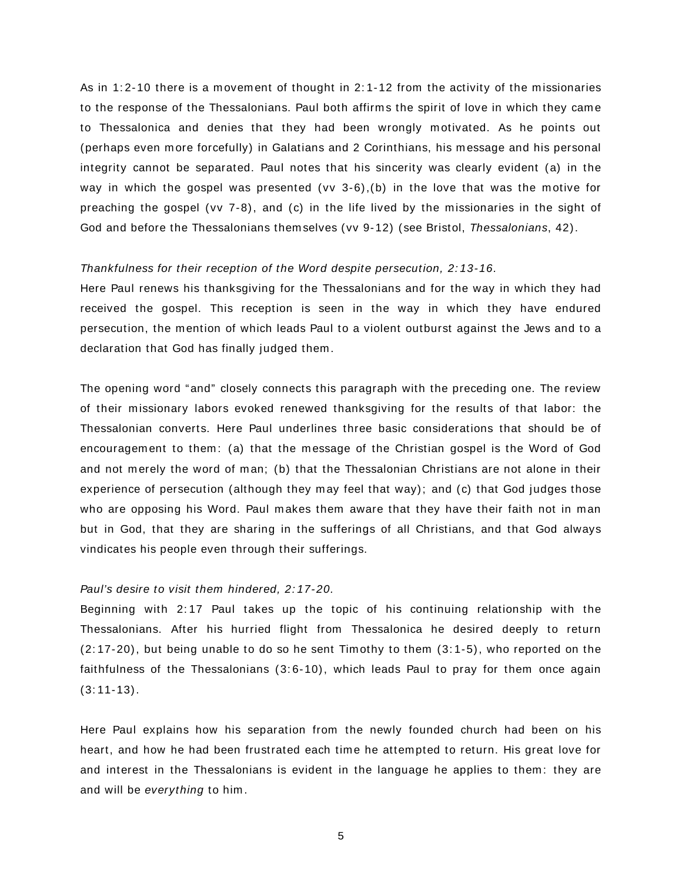As in 1:2-10 there is a movement of thought in 2:1-12 from the activity of the missionaries to the response of the Thessalonians. Paul both affirms the spirit of love in which they came to Thessalonica and denies that they had been wrongly motivated. As he points out (perhaps even more forcefully) in Galatians and 2 Corinthians, his message and his personal integrity cannot be separated. Paul notes that his sincerity was clearly evident (a) in the way in which the gospel was presented (vv 3-6),(b) in the love that was the motive for preaching the gospel (vv 7-8), and (c) in the life lived by the missionaries in the sight of God and before the Thessalonians themselves (vv 9-12) (see Bristol, *Thessalonians*, 42).

*Thankfulness for their reception of the Word despite persecution, 2:13-16.*
Here Paul renews his thanksgiving for the Thessalonians and for the way in which they had received the gospel. This reception is seen in the way in which they have endured persecution, the mention of which leads Paul to a violent outburst against the Jews and to a declaration that God has finally judged them.

The opening word "and" closely connects this paragraph with the preceding one. The review of their missionary labors evoked renewed thanksgiving for the results of that labor: the Thessalonian converts. Here Paul underlines three basic considerations that should be of encouragement to them: (a) that the message of the Christian gospel is the Word of God and not merely the word of man; (b) that the Thessalonian Christians are not alone in their experience of persecution (although they may feel that way); and (c) that God judges those who are opposing his Word. Paul makes them aware that they have their faith not in man but in God, that they are sharing in the sufferings of all Christians, and that God always vindicates his people even through their sufferings.

*Paul's desire to visit them hindered, 2:17-20.*
Beginning with 2:17 Paul takes up the topic of his continuing relationship with the Thessalonians. After his hurried flight from Thessalonica he desired deeply to return (2:17-20), but being unable to do so he sent Timothy to them (3:1-5), who reported on the faithfulness of the Thessalonians (3:6-10), which leads Paul to pray for them once again (3:11-13).

Here Paul explains how his separation from the newly founded church had been on his heart, and how he had been frustrated each time he attempted to return. His great love for and interest in the Thessalonians is evident in the language he applies to them: they are and will be *everything* to him.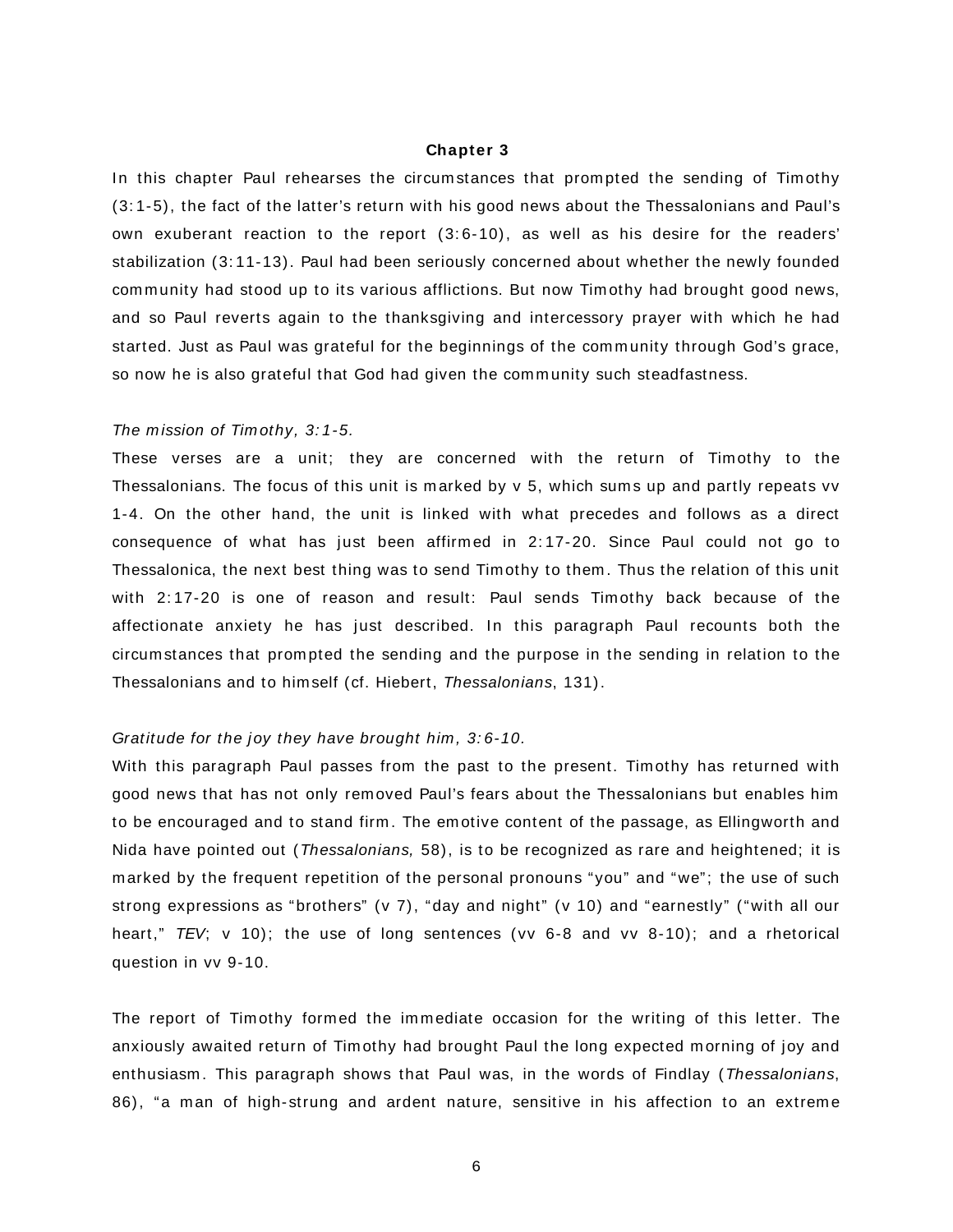## Chapter 3

In this chapter Paul rehearses the circumstances that prompted the sending of Timothy (3:1-5), the fact of the latter's return with his good news about the Thessalonians and Paul's own exuberant reaction to the report (3:6-10), as well as his desire for the readers' stabilization (3:11-13). Paul had been seriously concerned about whether the newly founded community had stood up to its various afflictions. But now Timothy had brought good news, and so Paul reverts again to the thanksgiving and intercessory prayer with which he had started. Just as Paul was grateful for the beginnings of the community through God's grace, so now he is also grateful that God had given the community such steadfastness.

*The mission of Timothy, 3:1-5.*

These verses are a unit; they are concerned with the return of Timothy to the Thessalonians. The focus of this unit is marked by v 5, which sums up and partly repeats vv 1-4. On the other hand, the unit is linked with what precedes and follows as a direct consequence of what has just been affirmed in 2:17-20. Since Paul could not go to Thessalonica, the next best thing was to send Timothy to them. Thus the relation of this unit with 2:17-20 is one of reason and result: Paul sends Timothy back because of the affectionate anxiety he has just described. In this paragraph Paul recounts both the circumstances that prompted the sending and the purpose in the sending in relation to the Thessalonians and to himself (cf. Hiebert, *Thessalonians*, 131).

*Gratitude for the joy they have brought him, 3:6-10.*

With this paragraph Paul passes from the past to the present. Timothy has returned with good news that has not only removed Paul's fears about the Thessalonians but enables him to be encouraged and to stand firm. The emotive content of the passage, as Ellingworth and Nida have pointed out (*Thessalonians,* 58), is to be recognized as rare and heightened; it is marked by the frequent repetition of the personal pronouns "you" and "we"; the use of such strong expressions as "brothers" (v 7), "day and night" (v 10) and "earnestly" ("with all our heart," *TEV*; v 10); the use of long sentences (vv 6-8 and vv 8-10); and a rhetorical question in vv 9-10.

The report of Timothy formed the immediate occasion for the writing of this letter. The anxiously awaited return of Timothy had brought Paul the long expected morning of joy and enthusiasm. This paragraph shows that Paul was, in the words of Findlay (*Thessalonians*, 86), "a man of high-strung and ardent nature, sensitive in his affection to an extreme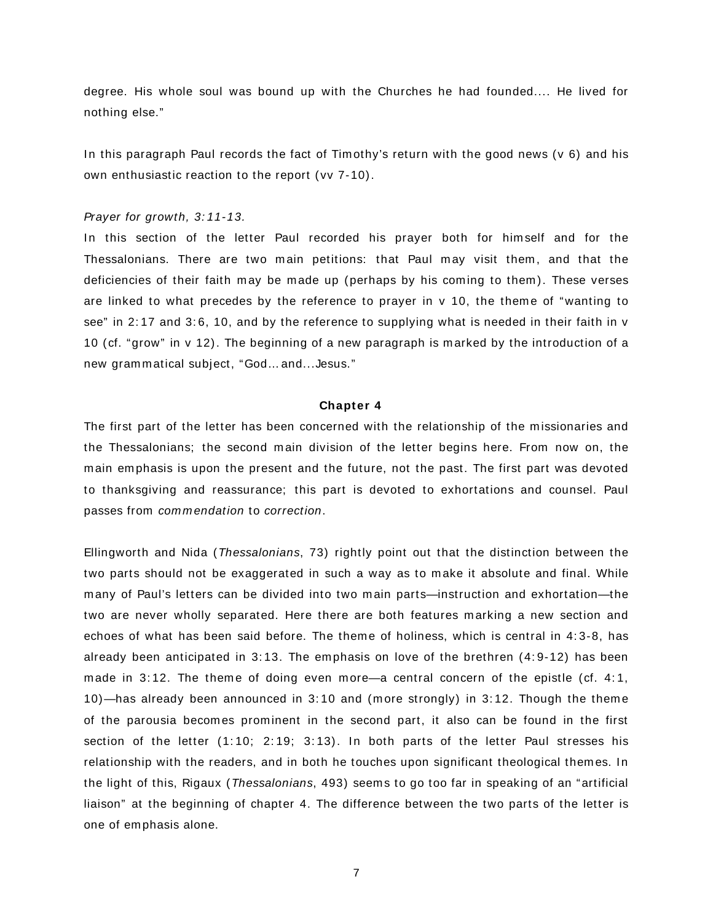degree. His whole soul was bound up with the Churches he had founded.... He lived for nothing else."

In this paragraph Paul records the fact of Timothy's return with the good news (v 6) and his own enthusiastic reaction to the report (vv 7-10).

*Prayer for growth, 3:11-13.*

In this section of the letter Paul recorded his prayer both for himself and for the Thessalonians. There are two main petitions: that Paul may visit them, and that the deficiencies of their faith may be made up (perhaps by his coming to them). These verses are linked to what precedes by the reference to prayer in v 10, the theme of "wanting to see" in 2:17 and 3:6, 10, and by the reference to supplying what is needed in their faith in v 10 (cf. "grow" in v 12). The beginning of a new paragraph is marked by the introduction of a new grammatical subject, "God... and...Jesus."

**Chapter 4**

The first part of the letter has been concerned with the relationship of the missionaries and the Thessalonians; the second main division of the letter begins here. From now on, the main emphasis is upon the present and the future, not the past. The first part was devoted to thanksgiving and reassurance; this part is devoted to exhortations and counsel. Paul passes from *commendation* to *correction*.

Ellingworth and Nida (*Thessalonians*, 73) rightly point out that the distinction between the two parts should not be exaggerated in such a way as to make it absolute and final. While many of Paul's letters can be divided into two main parts—instruction and exhortation—the two are never wholly separated. Here there are both features marking a new section and echoes of what has been said before. The theme of holiness, which is central in 4:3-8, has already been anticipated in 3:13. The emphasis on love of the brethren (4:9-12) has been made in 3:12. The theme of doing even more—a central concern of the epistle (cf. 4:1, 10)—has already been announced in 3:10 and (more strongly) in 3:12. Though the theme of the parousia becomes prominent in the second part, it also can be found in the first section of the letter (1:10; 2:19; 3:13). In both parts of the letter Paul stresses his relationship with the readers, and in both he touches upon significant theological themes. In the light of this, Rigaux (*Thessalonians*, 493) seems to go too far in speaking of an "artificial liaison" at the beginning of chapter 4. The difference between the two parts of the letter is one of emphasis alone.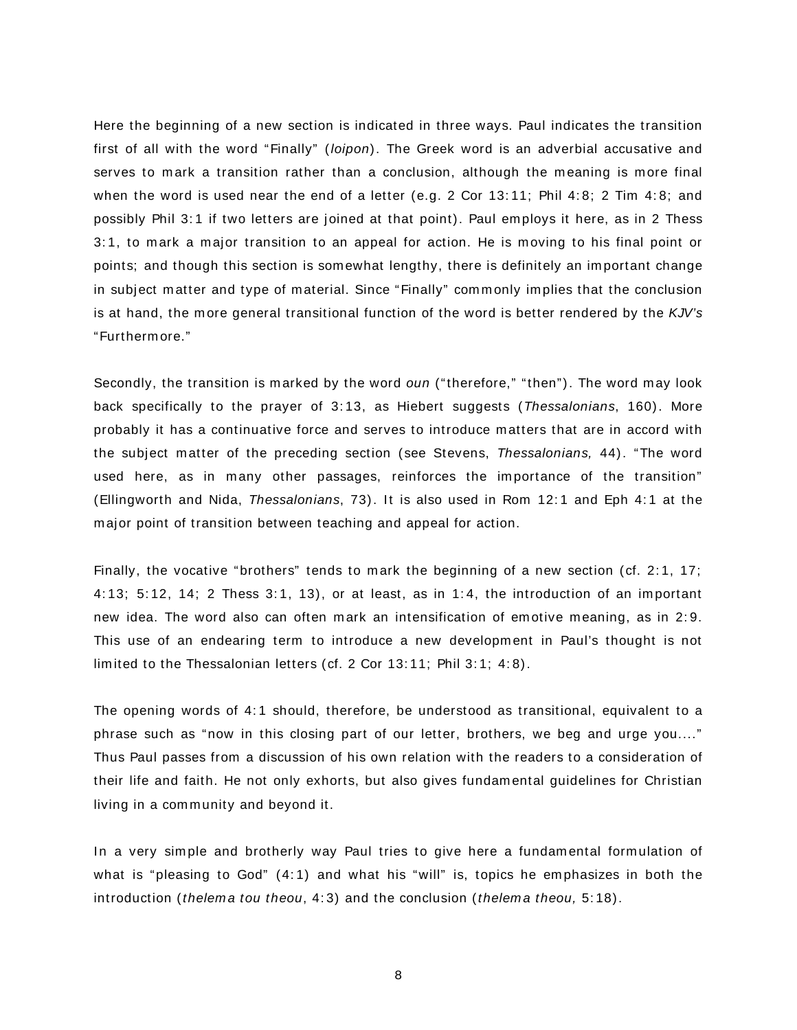Here the beginning of a new section is indicated in three ways. Paul indicates the transition first of all with the word "Finally" (*loipon*). The Greek word is an adverbial accusative and serves to mark a transition rather than a conclusion, although the meaning is more final when the word is used near the end of a letter (e.g. 2 Cor 13:11; Phil 4:8; 2 Tim 4:8; and possibly Phil 3:1 if two letters are joined at that point). Paul employs it here, as in 2 Thess 3:1, to mark a major transition to an appeal for action. He is moving to his final point or points; and though this section is somewhat lengthy, there is definitely an important change in subject matter and type of material. Since "Finally" commonly implies that the conclusion is at hand, the more general transitional function of the word is better rendered by the *KJV's* "Furthermore."

Secondly, the transition is marked by the word *oun* ("therefore," "then"). The word may look back specifically to the prayer of 3:13, as Hiebert suggests (*Thessalonians*, 160). More probably it has a continuative force and serves to introduce matters that are in accord with the subject matter of the preceding section (see Stevens, *Thessalonians,* 44). "The word used here, as in many other passages, reinforces the importance of the transition" (Ellingworth and Nida, *Thessalonians*, 73). It is also used in Rom 12:1 and Eph 4:1 at the major point of transition between teaching and appeal for action.

Finally, the vocative "brothers" tends to mark the beginning of a new section (cf. 2:1, 17; 4:13; 5:12, 14; 2 Thess 3:1, 13), or at least, as in 1:4, the introduction of an important new idea. The word also can often mark an intensification of emotive meaning, as in 2:9. This use of an endearing term to introduce a new development in Paul's thought is not limited to the Thessalonian letters (cf. 2 Cor 13:11; Phil 3:1; 4:8).

The opening words of 4:1 should, therefore, be understood as transitional, equivalent to a phrase such as "now in this closing part of our letter, brothers, we beg and urge you...." Thus Paul passes from a discussion of his own relation with the readers to a consideration of their life and faith. He not only exhorts, but also gives fundamental guidelines for Christian living in a community and beyond it.

In a very simple and brotherly way Paul tries to give here a fundamental formulation of what is "pleasing to God" (4:1) and what his "will" is, topics he emphasizes in both the introduction (*thelema tou theou*, 4:3) and the conclusion (*thelema theou,* 5:18).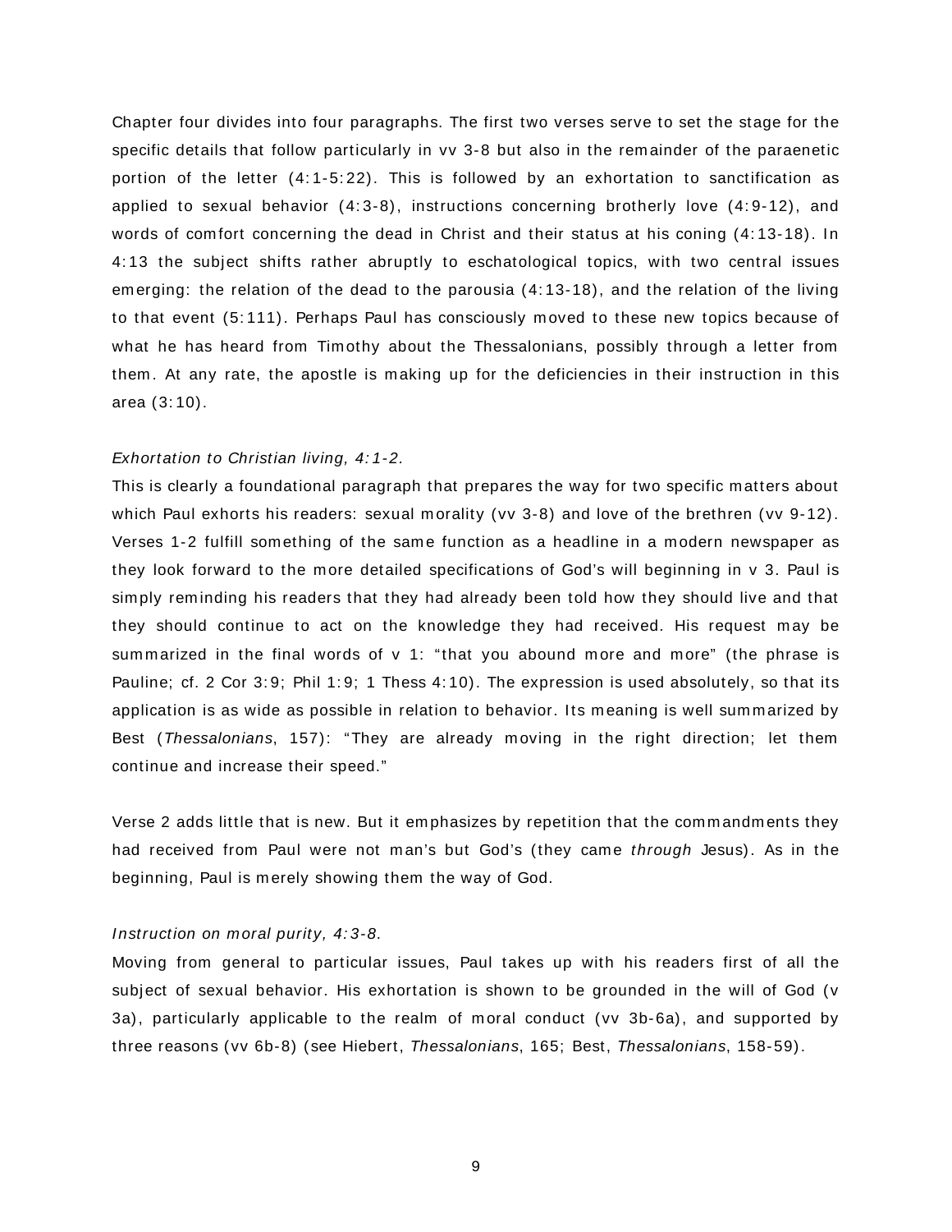Chapter four divides into four paragraphs. The first two verses serve to set the stage for the specific details that follow particularly in vv 3-8 but also in the remainder of the paraenetic portion of the letter (4:1-5:22). This is followed by an exhortation to sanctification as applied to sexual behavior (4:3-8), instructions concerning brotherly love (4:9-12), and words of comfort concerning the dead in Christ and their status at his coning (4:13-18). In 4:13 the subject shifts rather abruptly to eschatological topics, with two central issues emerging: the relation of the dead to the parousia (4:13-18), and the relation of the living to that event (5:111). Perhaps Paul has consciously moved to these new topics because of what he has heard from Timothy about the Thessalonians, possibly through a letter from them. At any rate, the apostle is making up for the deficiencies in their instruction in this area (3:10).

*Exhortation to Christian living, 4:1-2.*

This is clearly a foundational paragraph that prepares the way for two specific matters about which Paul exhorts his readers: sexual morality (vv 3-8) and love of the brethren (vv 9-12). Verses 1-2 fulfill something of the same function as a headline in a modern newspaper as they look forward to the more detailed specifications of God's will beginning in v 3. Paul is simply reminding his readers that they had already been told how they should live and that they should continue to act on the knowledge they had received. His request may be summarized in the final words of v 1: "that you abound more and more" (the phrase is Pauline; cf. 2 Cor 3:9; Phil 1:9; 1 Thess 4:10). The expression is used absolutely, so that its application is as wide as possible in relation to behavior. Its meaning is well summarized by Best (*Thessalonians*, 157): "They are already moving in the right direction; let them continue and increase their speed."

Verse 2 adds little that is new. But it emphasizes by repetition that the commandments they had received from Paul were not man's but God's (they came *through* Jesus). As in the beginning, Paul is merely showing them the way of God.

*Instruction on moral purity, 4:3-8.*

Moving from general to particular issues, Paul takes up with his readers first of all the subject of sexual behavior. His exhortation is shown to be grounded in the will of God (v 3a), particularly applicable to the realm of moral conduct (vv 3b-6a), and supported by three reasons (vv 6b-8) (see Hiebert, *Thessalonians*, 165; Best, *Thessalonians*, 158-59).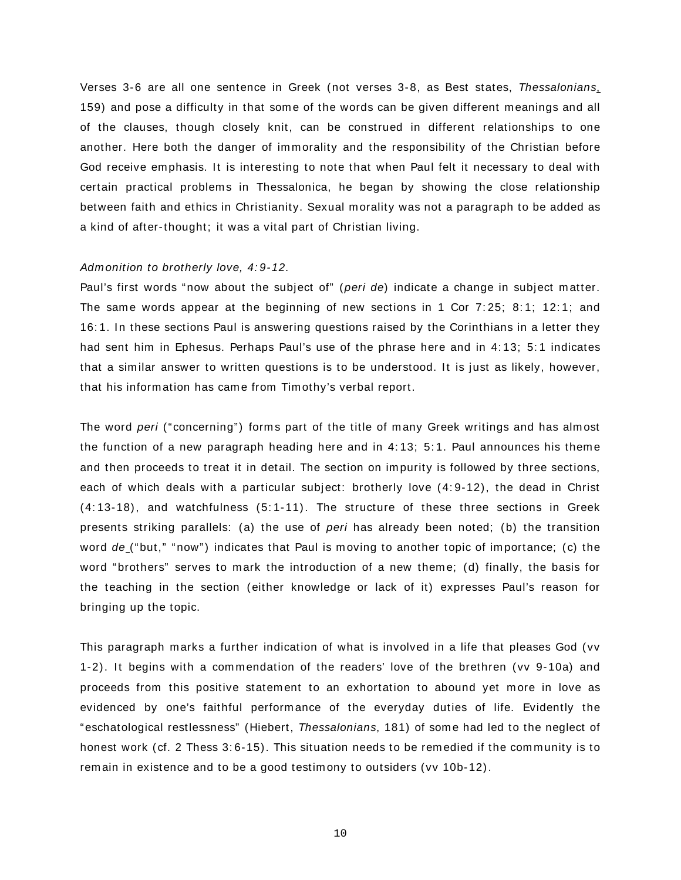Verses 3-6 are all one sentence in Greek (not verses 3-8, as Best states, *Thessalonians*, 159) and pose a difficulty in that some of the words can be given different meanings and all of the clauses, though closely knit, can be construed in different relationships to one another. Here both the danger of immorality and the responsibility of the Christian before God receive emphasis. It is interesting to note that when Paul felt it necessary to deal with certain practical problems in Thessalonica, he began by showing the close relationship between faith and ethics in Christianity. Sexual morality was not a paragraph to be added as a kind of after-thought; it was a vital part of Christian living.

*Admonition to brotherly love, 4:9-12.*

Paul's first words "now about the subject of" (*peri de*) indicate a change in subject matter. The same words appear at the beginning of new sections in 1 Cor 7:25; 8:1; 12:1; and 16:1. In these sections Paul is answering questions raised by the Corinthians in a letter they had sent him in Ephesus. Perhaps Paul's use of the phrase here and in 4:13; 5:1 indicates that a similar answer to written questions is to be understood. It is just as likely, however, that his information has came from Timothy's verbal report.

The word *peri* ("concerning") forms part of the title of many Greek writings and has almost the function of a new paragraph heading here and in 4:13; 5:1. Paul announces his theme and then proceeds to treat it in detail. The section on impurity is followed by three sections, each of which deals with a particular subject: brotherly love (4:9-12), the dead in Christ (4:13-18), and watchfulness (5:1-11). The structure of these three sections in Greek presents striking parallels: (a) the use of *peri* has already been noted; (b) the transition word *de* ("but," "now") indicates that Paul is moving to another topic of importance; (c) the word "brothers" serves to mark the introduction of a new theme; (d) finally, the basis for the teaching in the section (either knowledge or lack of it) expresses Paul's reason for bringing up the topic.

This paragraph marks a further indication of what is involved in a life that pleases God (vv 1-2). It begins with a commendation of the readers' love of the brethren (vv 9-10a) and proceeds from this positive statement to an exhortation to abound yet more in love as evidenced by one's faithful performance of the everyday duties of life. Evidently the "eschatological restlessness" (Hiebert, *Thessalonians*, 181) of some had led to the neglect of honest work (cf. 2 Thess 3:6-15). This situation needs to be remedied if the community is to remain in existence and to be a good testimony to outsiders (vv 10b-12).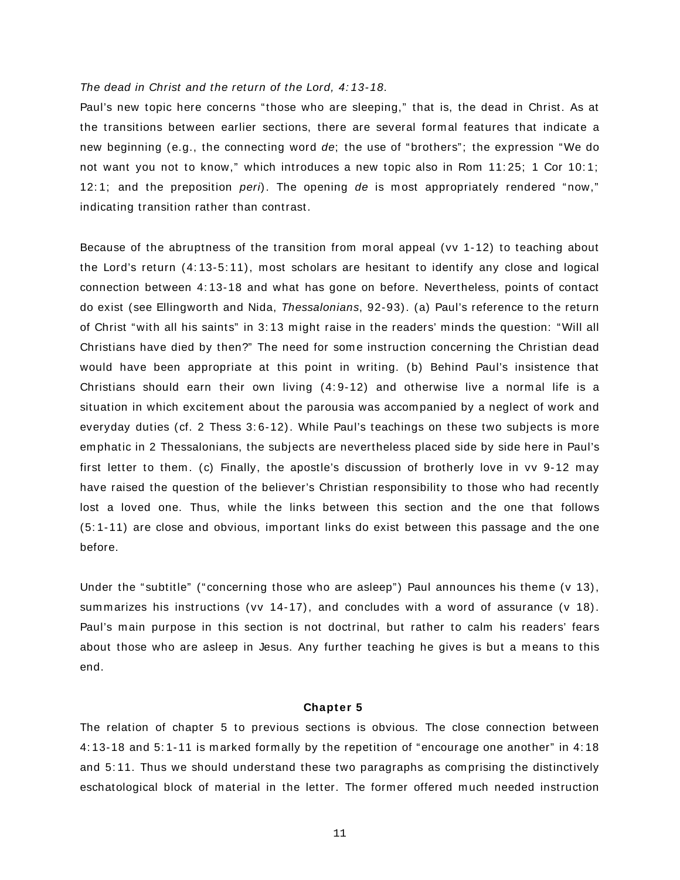*The dead in Christ and the return of the Lord, 4:13-18.*

Paul's new topic here concerns "those who are sleeping," that is, the dead in Christ. As at the transitions between earlier sections, there are several formal features that indicate a new beginning (e.g., the connecting word *de*; the use of "brothers"; the expression "We do not want you not to know," which introduces a new topic also in Rom 11:25; 1 Cor 10:1; 12:1; and the preposition *peri*). The opening *de* is most appropriately rendered "now," indicating transition rather than contrast.

Because of the abruptness of the transition from moral appeal (vv 1-12) to teaching about the Lord's return (4:13-5:11), most scholars are hesitant to identify any close and logical connection between 4:13-18 and what has gone on before. Nevertheless, points of contact do exist (see Ellingworth and Nida, *Thessalonians*, 92-93). (a) Paul's reference to the return of Christ "with all his saints" in 3:13 might raise in the readers' minds the question: "Will all Christians have died by then?" The need for some instruction concerning the Christian dead would have been appropriate at this point in writing. (b) Behind Paul's insistence that Christians should earn their own living (4:9-12) and otherwise live a normal life is a situation in which excitement about the parousia was accompanied by a neglect of work and everyday duties (cf. 2 Thess 3:6-12). While Paul's teachings on these two subjects is more emphatic in 2 Thessalonians, the subjects are nevertheless placed side by side here in Paul's first letter to them. (c) Finally, the apostle's discussion of brotherly love in vv 9-12 may have raised the question of the believer's Christian responsibility to those who had recently lost a loved one. Thus, while the links between this section and the one that follows (5:1-11) are close and obvious, important links do exist between this passage and the one before.

Under the "subtitle" ("concerning those who are asleep") Paul announces his theme (v 13), summarizes his instructions (vv 14-17), and concludes with a word of assurance (v 18). Paul's main purpose in this section is not doctrinal, but rather to calm his readers' fears about those who are asleep in Jesus. Any further teaching he gives is but a means to this end.

## Chapter 5

The relation of chapter 5 to previous sections is obvious. The close connection between 4:13-18 and 5:1-11 is marked formally by the repetition of "encourage one another" in 4:18 and 5:11. Thus we should understand these two paragraphs as comprising the distinctively eschatological block of material in the letter. The former offered much needed instruction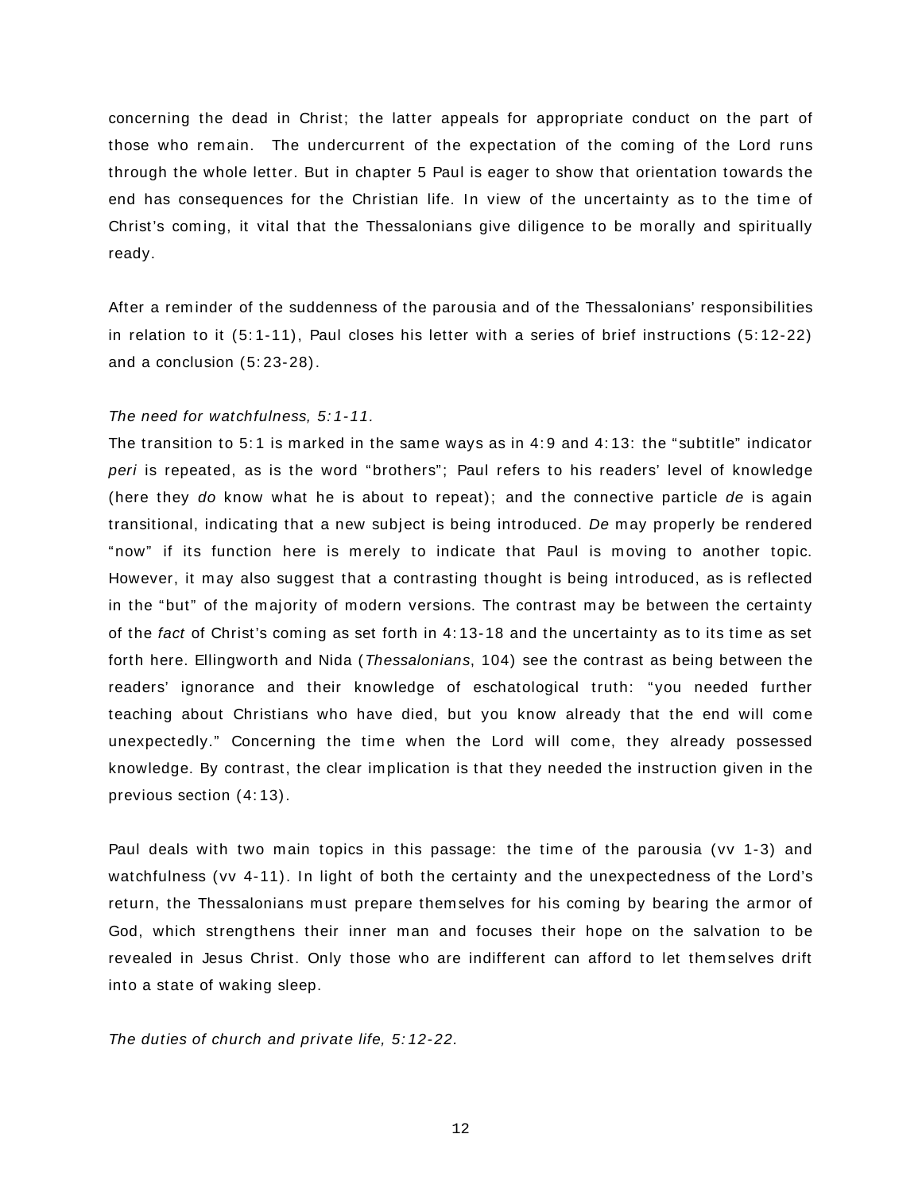concerning the dead in Christ; the latter appeals for appropriate conduct on the part of those who remain. The undercurrent of the expectation of the coming of the Lord runs through the whole letter. But in chapter 5 Paul is eager to show that orientation towards the end has consequences for the Christian life. In view of the uncertainty as to the time of Christ's coming, it vital that the Thessalonians give diligence to be morally and spiritually ready.

After a reminder of the suddenness of the parousia and of the Thessalonians' responsibilities in relation to it (5:1-11), Paul closes his letter with a series of brief instructions (5:12-22) and a conclusion (5:23-28).

*The need for watchfulness, 5:1-11.*

The transition to 5:1 is marked in the same ways as in 4:9 and 4:13: the "subtitle" indicator *peri* is repeated, as is the word "brothers"; Paul refers to his readers' level of knowledge (here they *do* know what he is about to repeat); and the connective particle *de* is again transitional, indicating that a new subject is being introduced. *De* may properly be rendered "now" if its function here is merely to indicate that Paul is moving to another topic. However, it may also suggest that a contrasting thought is being introduced, as is reflected in the "but" of the majority of modern versions. The contrast may be between the certainty of the *fact* of Christ's coming as set forth in 4:13-18 and the uncertainty as to its time as set forth here. Ellingworth and Nida (*Thessalonians*, 104) see the contrast as being between the readers' ignorance and their knowledge of eschatological truth: "you needed further teaching about Christians who have died, but you know already that the end will come unexpectedly." Concerning the time when the Lord will come, they already possessed knowledge. By contrast, the clear implication is that they needed the instruction given in the previous section (4:13).

Paul deals with two main topics in this passage: the time of the parousia (vv 1-3) and watchfulness (vv 4-11). In light of both the certainty and the unexpectedness of the Lord's return, the Thessalonians must prepare themselves for his coming by bearing the armor of God, which strengthens their inner man and focuses their hope on the salvation to be revealed in Jesus Christ. Only those who are indifferent can afford to let themselves drift into a state of waking sleep.

*The duties of church and private life, 5:12-22.*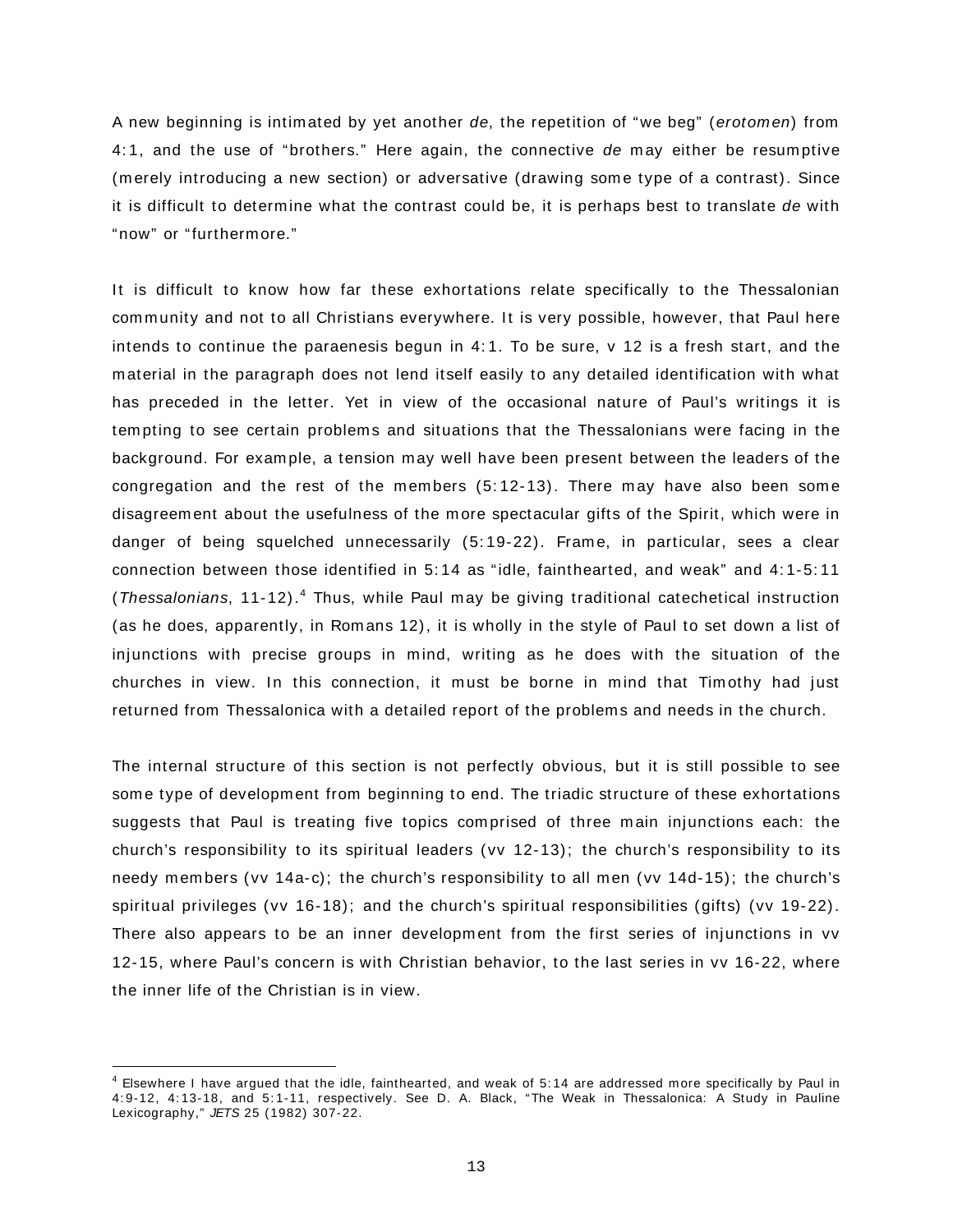A new beginning is intimated by yet another *de*, the repetition of "we beg" (*erotomen*) from 4:1, and the use of "brothers." Here again, the connective *de* may either be resumptive (merely introducing a new section) or adversative (drawing some type of a contrast). Since it is difficult to determine what the contrast could be, it is perhaps best to translate *de* with "now" or "furthermore."

It is difficult to know how far these exhortations relate specifically to the Thessalonian community and not to all Christians everywhere. It is very possible, however, that Paul here intends to continue the paraenesis begun in 4:1. To be sure, v 12 is a fresh start, and the material in the paragraph does not lend itself easily to any detailed identification with what has preceded in the letter. Yet in view of the occasional nature of Paul's writings it is tempting to see certain problems and situations that the Thessalonians were facing in the background. For example, a tension may well have been present between the leaders of the congregation and the rest of the members (5:12-13). There may have also been some disagreement about the usefulness of the more spectacular gifts of the Spirit, which were in danger of being squelched unnecessarily (5:19-22). Frame, in particular, sees a clear connection between those identified in 5:14 as "idle, fainthearted, and weak" and 4:1-5:11 (*Thessalonians*, 11-12).[4] Thus, while Paul may be giving traditional catechetical instruction (as he does, apparently, in Romans 12), it is wholly in the style of Paul to set down a list of injunctions with precise groups in mind, writing as he does with the situation of the churches in view. In this connection, it must be borne in mind that Timothy had just returned from Thessalonica with a detailed report of the problems and needs in the church.

The internal structure of this section is not perfectly obvious, but it is still possible to see some type of development from beginning to end. The triadic structure of these exhortations suggests that Paul is treating five topics comprised of three main injunctions each: the church's responsibility to its spiritual leaders (vv 12-13); the church's responsibility to its needy members (vv 14a-c); the church's responsibility to all men (vv 14d-15); the church's spiritual privileges (vv 16-18); and the church's spiritual responsibilities (gifts) (vv 19-22). There also appears to be an inner development from the first series of injunctions in vv 12-15, where Paul's concern is with Christian behavior, to the last series in vv 16-22, where the inner life of the Christian is in view.

---

[4] Elsewhere I have argued that the idle, fainthearted, and weak of 5:14 are addressed more specifically by Paul in 4:9-12, 4:13-18, and 5:1-11, respectively. See D. A. Black, "The Weak in Thessalonica: A Study in Pauline Lexicography," *JETS* 25 (1982) 307-22.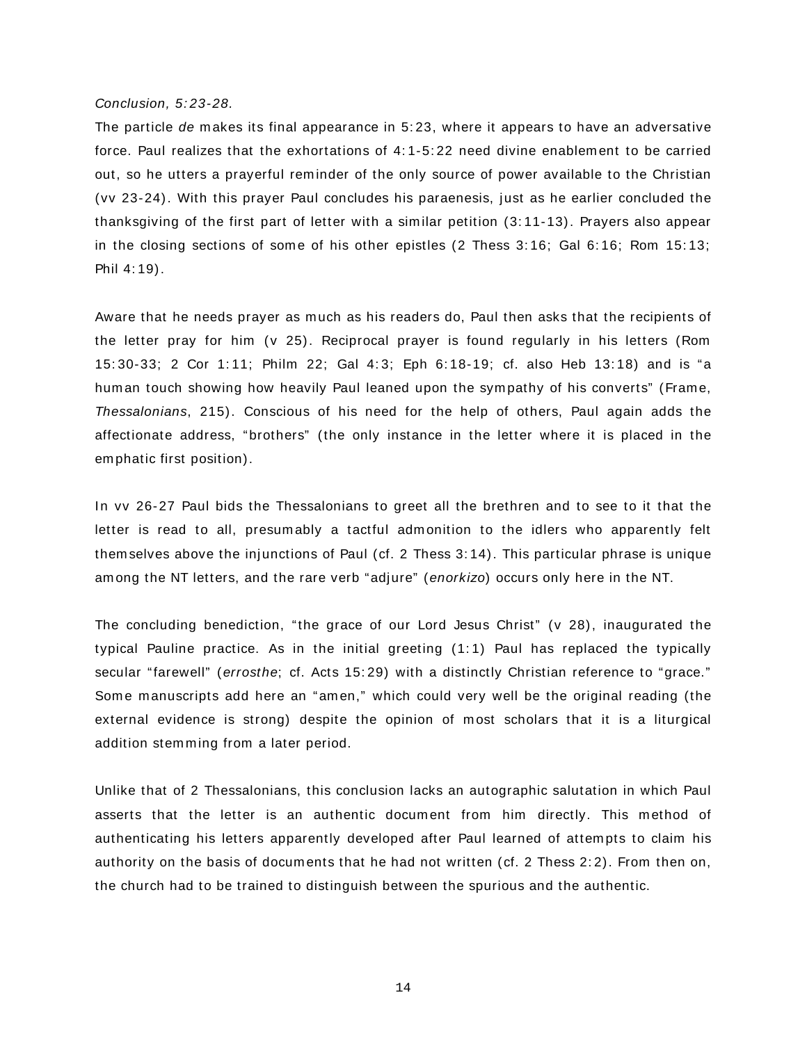*Conclusion, 5:23-28.*

The particle *de* makes its final appearance in 5:23, where it appears to have an adversative force. Paul realizes that the exhortations of 4:1-5:22 need divine enablement to be carried out, so he utters a prayerful reminder of the only source of power available to the Christian (vv 23-24). With this prayer Paul concludes his paraenesis, just as he earlier concluded the thanksgiving of the first part of letter with a similar petition (3:11-13). Prayers also appear in the closing sections of some of his other epistles (2 Thess 3:16; Gal 6:16; Rom 15:13; Phil 4:19).

Aware that he needs prayer as much as his readers do, Paul then asks that the recipients of the letter pray for him (v 25). Reciprocal prayer is found regularly in his letters (Rom 15:30-33; 2 Cor 1:11; Philm 22; Gal 4:3; Eph 6:18-19; cf. also Heb 13:18) and is "a human touch showing how heavily Paul leaned upon the sympathy of his converts" (Frame, *Thessalonians*, 215). Conscious of his need for the help of others, Paul again adds the affectionate address, "brothers" (the only instance in the letter where it is placed in the emphatic first position).

In vv 26-27 Paul bids the Thessalonians to greet all the brethren and to see to it that the letter is read to all, presumably a tactful admonition to the idlers who apparently felt themselves above the injunctions of Paul (cf. 2 Thess 3:14). This particular phrase is unique among the NT letters, and the rare verb "adjure" (*enorkizo*) occurs only here in the NT.

The concluding benediction, "the grace of our Lord Jesus Christ" (v 28), inaugurated the typical Pauline practice. As in the initial greeting (1:1) Paul has replaced the typically secular "farewell" (*errosthe*; cf. Acts 15:29) with a distinctly Christian reference to "grace." Some manuscripts add here an "amen," which could very well be the original reading (the external evidence is strong) despite the opinion of most scholars that it is a liturgical addition stemming from a later period.

Unlike that of 2 Thessalonians, this conclusion lacks an autographic salutation in which Paul asserts that the letter is an authentic document from him directly. This method of authenticating his letters apparently developed after Paul learned of attempts to claim his authority on the basis of documents that he had not written (cf. 2 Thess 2:2). From then on, the church had to be trained to distinguish between the spurious and the authentic.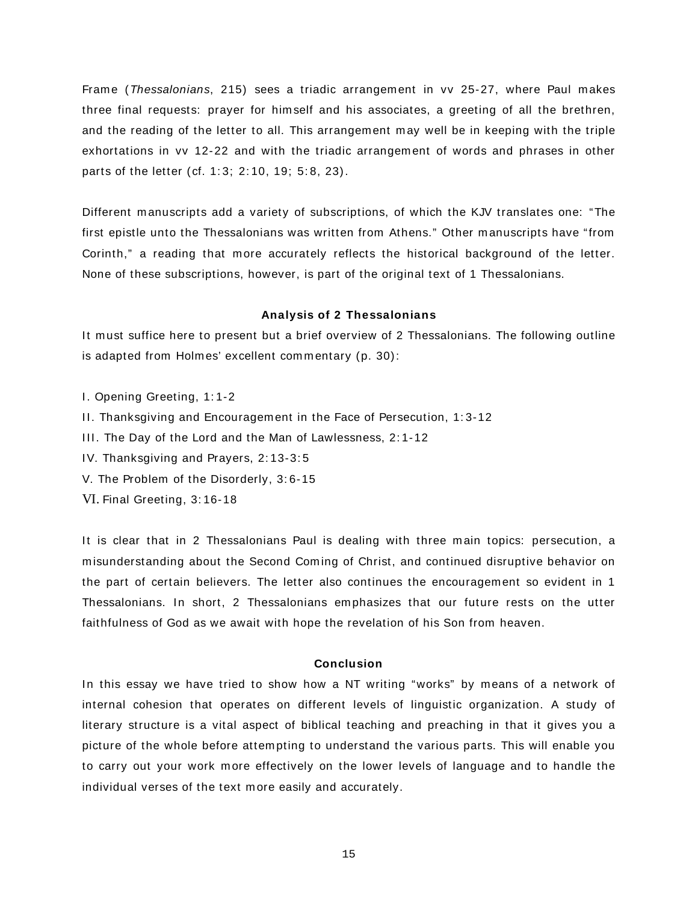Frame (*Thessalonians*, 215) sees a triadic arrangement in vv 25-27, where Paul makes three final requests: prayer for himself and his associates, a greeting of all the brethren, and the reading of the letter to all. This arrangement may well be in keeping with the triple exhortations in vv 12-22 and with the triadic arrangement of words and phrases in other parts of the letter (cf. 1:3; 2:10, 19; 5:8, 23).

Different manuscripts add a variety of subscriptions, of which the KJV translates one: "The first epistle unto the Thessalonians was written from Athens." Other manuscripts have "from Corinth," a reading that more accurately reflects the historical background of the letter. None of these subscriptions, however, is part of the original text of 1 Thessalonians.

## Analysis of 2 Thessalonians

It must suffice here to present but a brief overview of 2 Thessalonians. The following outline is adapted from Holmes' excellent commentary (p. 30):

I. Opening Greeting, 1:1-2
II. Thanksgiving and Encouragement in the Face of Persecution, 1:3-12
III. The Day of the Lord and the Man of Lawlessness, 2:1-12
IV. Thanksgiving and Prayers, 2:13-3:5
V. The Problem of the Disorderly, 3:6-15
VI. Final Greeting, 3:16-18

It is clear that in 2 Thessalonians Paul is dealing with three main topics: persecution, a misunderstanding about the Second Coming of Christ, and continued disruptive behavior on the part of certain believers. The letter also continues the encouragement so evident in 1 Thessalonians. In short, 2 Thessalonians emphasizes that our future rests on the utter faithfulness of God as we await with hope the revelation of his Son from heaven.

## Conclusion

In this essay we have tried to show how a NT writing "works" by means of a network of internal cohesion that operates on different levels of linguistic organization. A study of literary structure is a vital aspect of biblical teaching and preaching in that it gives you a picture of the whole before attempting to understand the various parts. This will enable you to carry out your work more effectively on the lower levels of language and to handle the individual verses of the text more easily and accurately.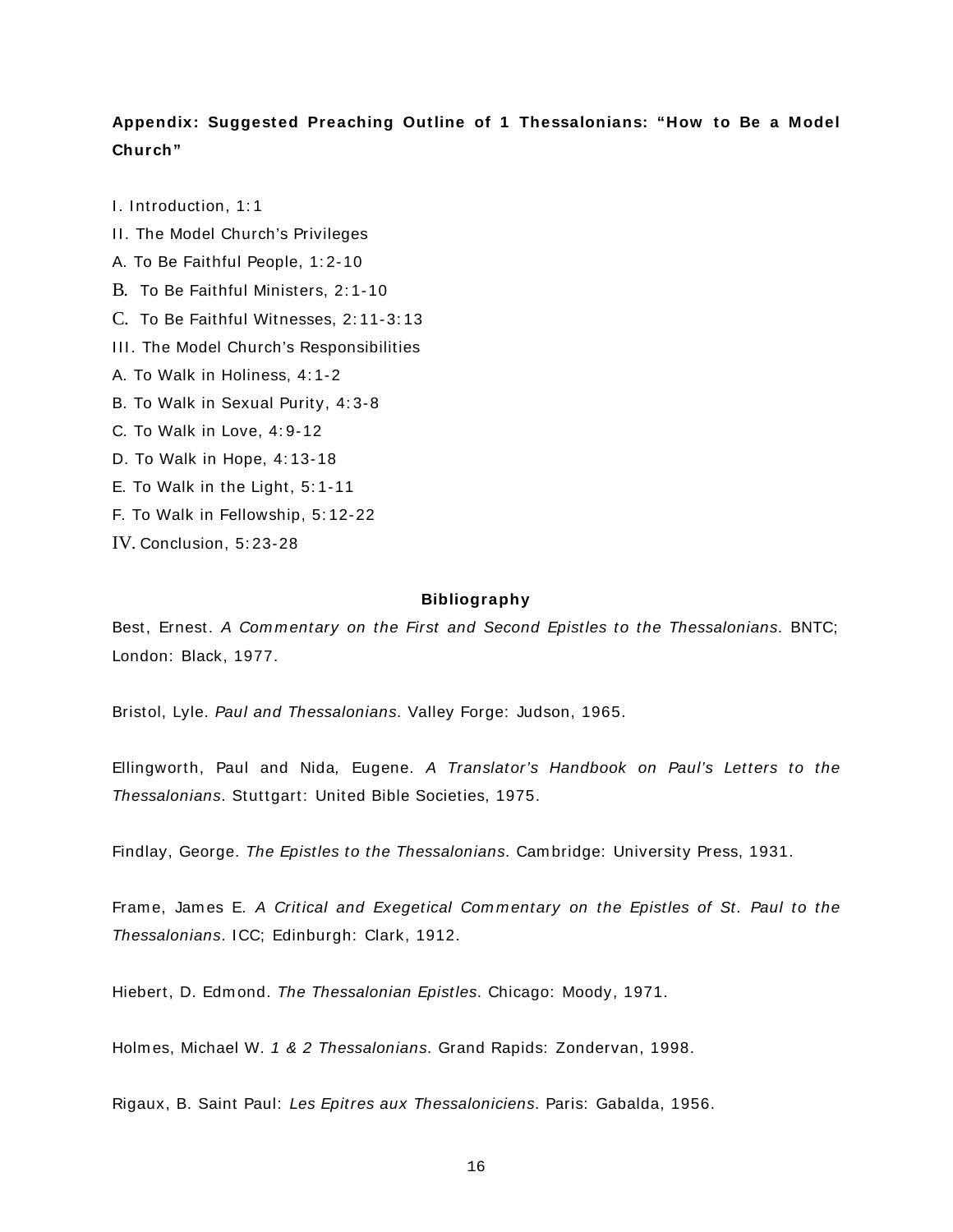## Appendix: Suggested Preaching Outline of 1 Thessalonians: "How to Be a Model Church"

I. Introduction, 1:1

II. The Model Church's Privileges

A. To Be Faithful People, 1:2-10

B. To Be Faithful Ministers, 2:1-10

C. To Be Faithful Witnesses, 2:11-3:13

III. The Model Church's Responsibilities

A. To Walk in Holiness, 4:1-2

B. To Walk in Sexual Purity, 4:3-8

C. To Walk in Love, 4:9-12

D. To Walk in Hope, 4:13-18

E. To Walk in the Light, 5:1-11

F. To Walk in Fellowship, 5:12-22

IV. Conclusion, 5:23-28

## Bibliography

Best, Ernest. *A Commentary on the First and Second Epistles to the Thessalonians*. BNTC; London: Black, 1977.

Bristol, Lyle. *Paul and Thessalonians*. Valley Forge: Judson, 1965.

Ellingworth, Paul and Nida, Eugene. *A Translator's Handbook on Paul's Letters to the Thessalonians*. Stuttgart: United Bible Societies, 1975.

Findlay, George. *The Epistles to the Thessalonians*. Cambridge: University Press, 1931.

Frame, James E. *A Critical and Exegetical Commentary on the Epistles of St. Paul to the Thessalonians*. ICC; Edinburgh: Clark, 1912.

Hiebert, D. Edmond. *The Thessalonian Epistles*. Chicago: Moody, 1971.

Holmes, Michael W. *1 & 2 Thessalonians*. Grand Rapids: Zondervan, 1998.

Rigaux, B. Saint Paul: *Les Epitres aux Thessaloniciens*. Paris: Gabalda, 1956.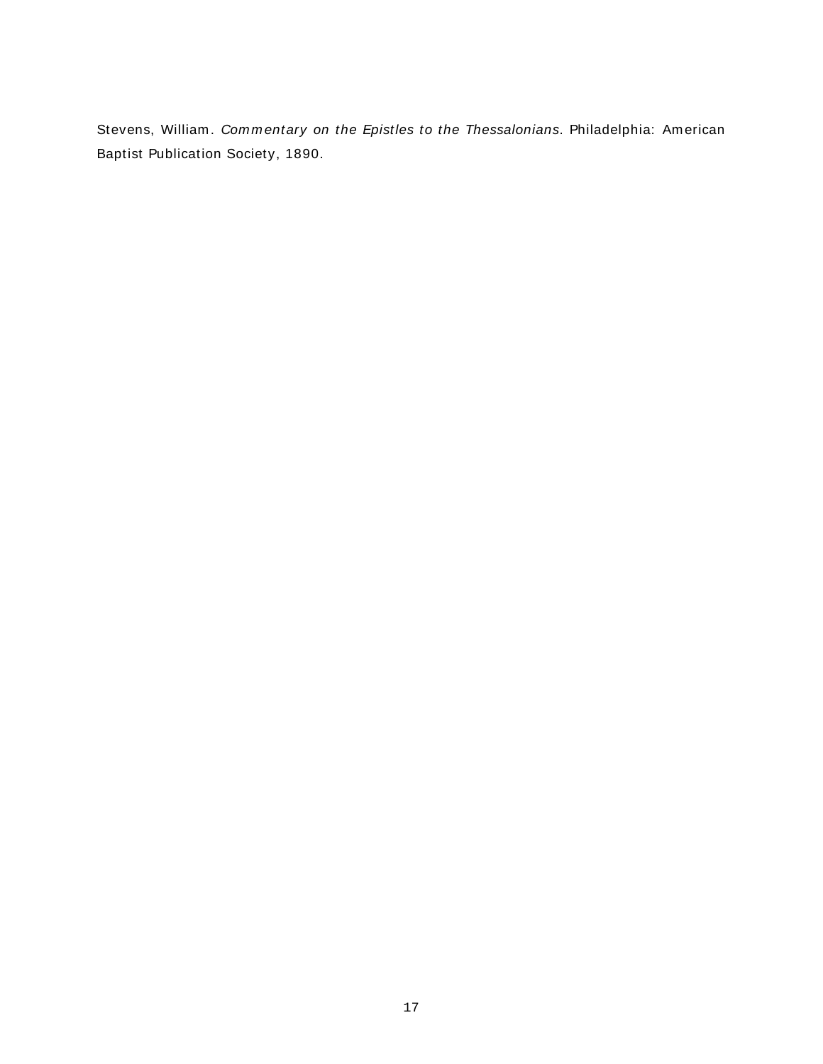Stevens, William. *Commentary on the Epistles to the Thessalonians*. Philadelphia: American Baptist Publication Society, 1890.